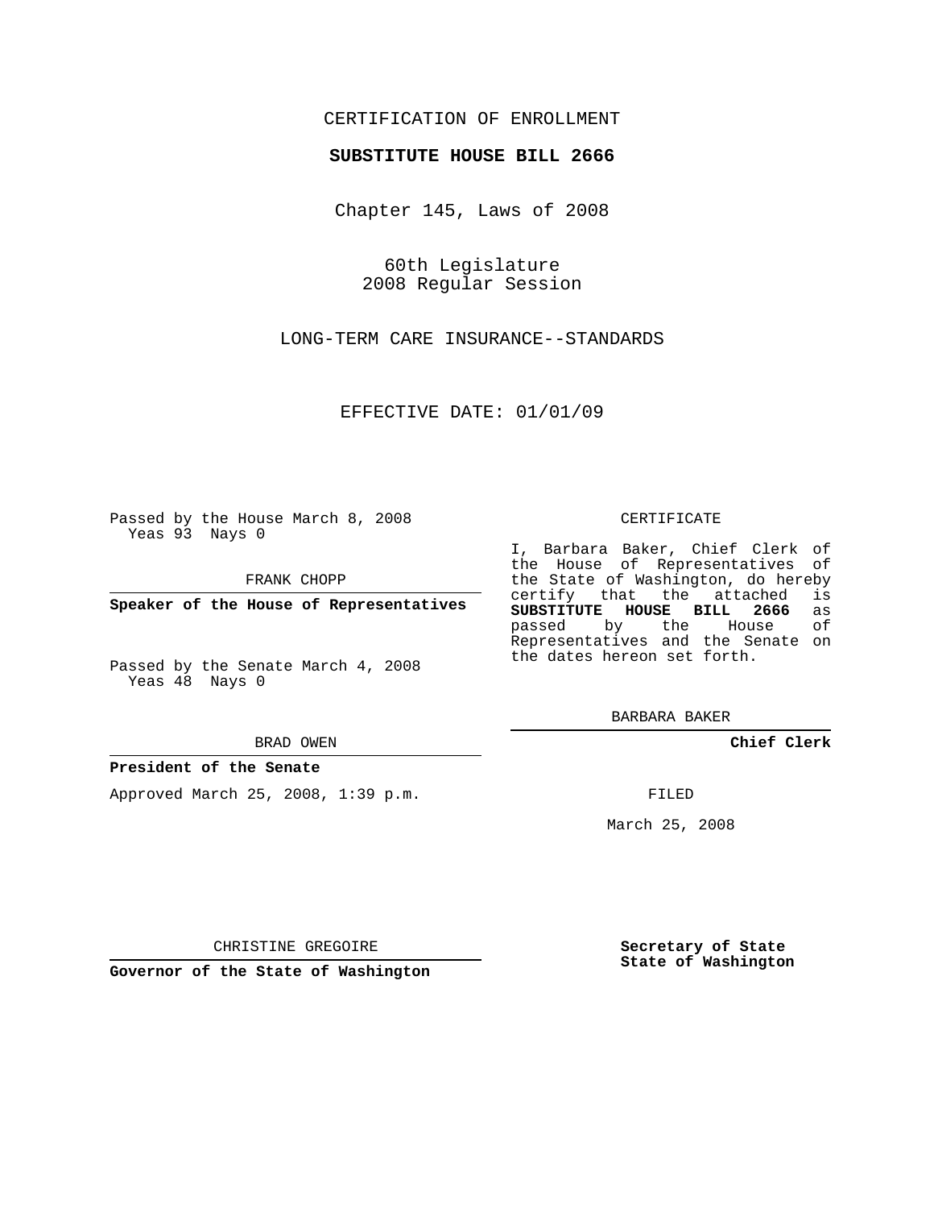CERTIFICATION OF ENROLLMENT

**SUBSTITUTE HOUSE BILL 2666**

Chapter 145, Laws of 2008

60th Legislature
2008 Regular Session

LONG-TERM CARE INSURANCE--STANDARDS

EFFECTIVE DATE: 01/01/09

Passed by the House March 8, 2008
Yeas 93 Nays 0

FRANK CHOPP

**Speaker of the House of Representatives**

Passed by the Senate March 4, 2008
Yeas 48 Nays 0

BRAD OWEN

**President of the Senate**

Approved March 25, 2008, 1:39 p.m.

CHRISTINE GREGOIRE

**Governor of the State of Washington**

CERTIFICATE

I, Barbara Baker, Chief Clerk of the House of Representatives of the State of Washington, do hereby certify that the attached is **SUBSTITUTE HOUSE BILL 2666** as passed by the House of Representatives and the Senate on the dates hereon set forth.

BARBARA BAKER

**Chief Clerk**

FILED

March 25, 2008

**Secretary of State**
**State of Washington**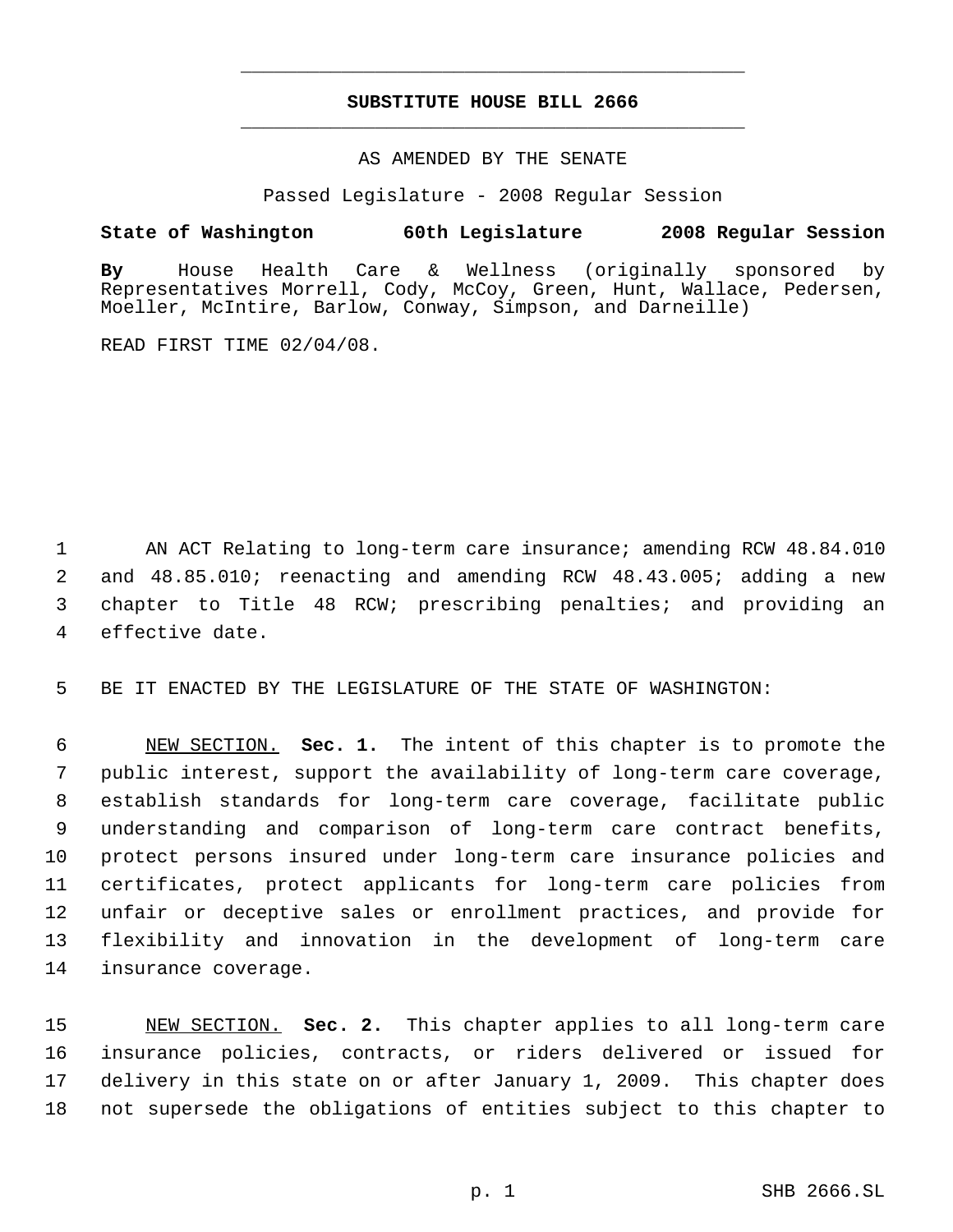**SUBSTITUTE HOUSE BILL 2666**

AS AMENDED BY THE SENATE

Passed Legislature - 2008 Regular Session

**State of Washington 60th Legislature 2008 Regular Session**

**By** House Health Care & Wellness (originally sponsored by Representatives Morrell, Cody, McCoy, Green, Hunt, Wallace, Pedersen, Moeller, McIntire, Barlow, Conway, Simpson, and Darneille)

READ FIRST TIME 02/04/08.

AN ACT Relating to long-term care insurance; amending RCW 48.84.010 and 48.85.010; reenacting and amending RCW 48.43.005; adding a new chapter to Title 48 RCW; prescribing penalties; and providing an effective date.

BE IT ENACTED BY THE LEGISLATURE OF THE STATE OF WASHINGTON:

NEW SECTION. **Sec. 1.** The intent of this chapter is to promote the public interest, support the availability of long-term care coverage, establish standards for long-term care coverage, facilitate public understanding and comparison of long-term care contract benefits, protect persons insured under long-term care insurance policies and certificates, protect applicants for long-term care policies from unfair or deceptive sales or enrollment practices, and provide for flexibility and innovation in the development of long-term care insurance coverage.

NEW SECTION. **Sec. 2.** This chapter applies to all long-term care insurance policies, contracts, or riders delivered or issued for delivery in this state on or after January 1, 2009. This chapter does not supersede the obligations of entities subject to this chapter to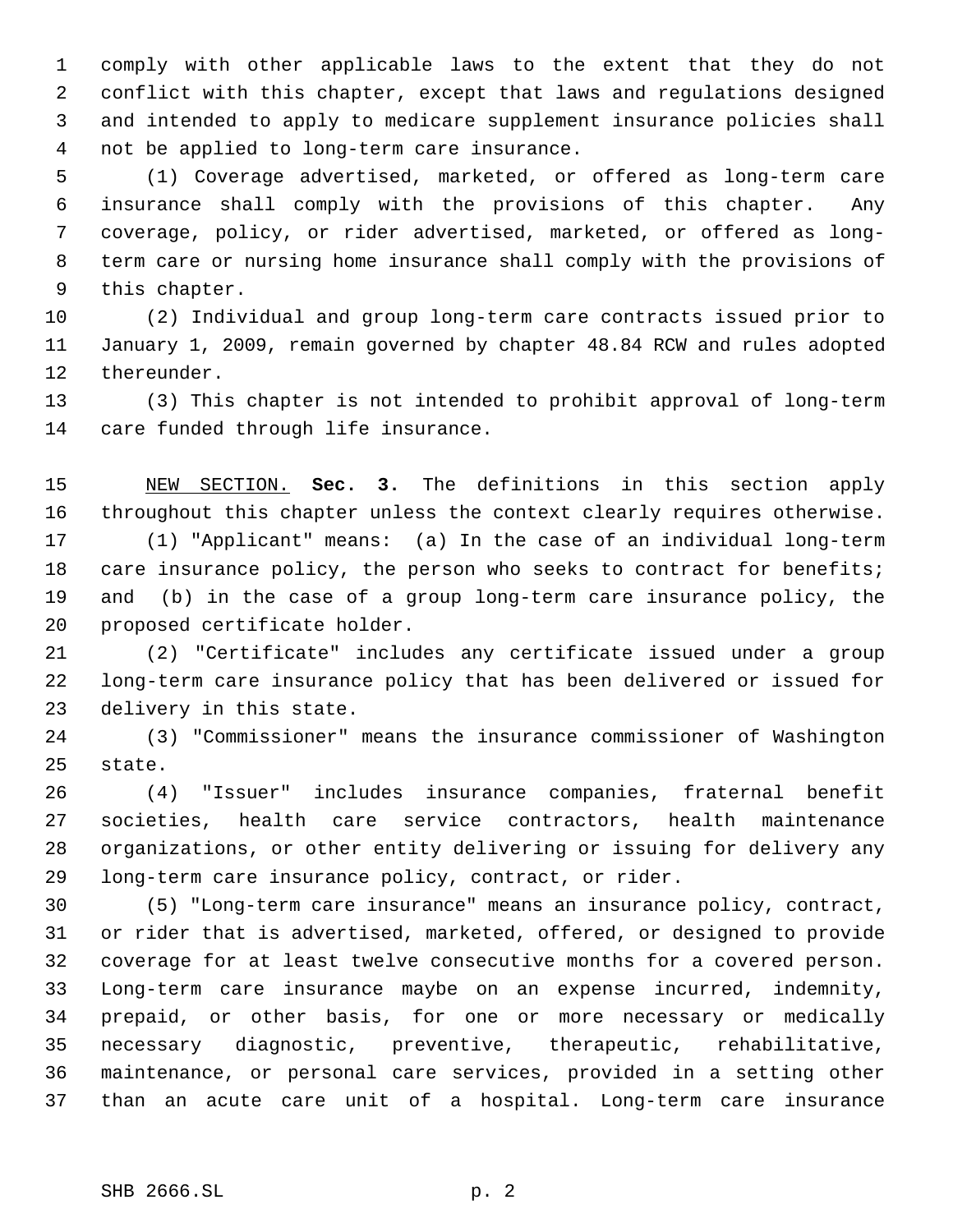comply with other applicable laws to the extent that they do not conflict with this chapter, except that laws and regulations designed and intended to apply to medicare supplement insurance policies shall not be applied to long-term care insurance.

(1) Coverage advertised, marketed, or offered as long-term care insurance shall comply with the provisions of this chapter. Any coverage, policy, or rider advertised, marketed, or offered as long-term care or nursing home insurance shall comply with the provisions of this chapter.

(2) Individual and group long-term care contracts issued prior to January 1, 2009, remain governed by chapter 48.84 RCW and rules adopted thereunder.

(3) This chapter is not intended to prohibit approval of long-term care funded through life insurance.

NEW SECTION. **Sec. 3.** The definitions in this section apply throughout this chapter unless the context clearly requires otherwise.

(1) "Applicant" means: (a) In the case of an individual long-term care insurance policy, the person who seeks to contract for benefits; and (b) in the case of a group long-term care insurance policy, the proposed certificate holder.

(2) "Certificate" includes any certificate issued under a group long-term care insurance policy that has been delivered or issued for delivery in this state.

(3) "Commissioner" means the insurance commissioner of Washington state.

(4) "Issuer" includes insurance companies, fraternal benefit societies, health care service contractors, health maintenance organizations, or other entity delivering or issuing for delivery any long-term care insurance policy, contract, or rider.

(5) "Long-term care insurance" means an insurance policy, contract, or rider that is advertised, marketed, offered, or designed to provide coverage for at least twelve consecutive months for a covered person. Long-term care insurance maybe on an expense incurred, indemnity, prepaid, or other basis, for one or more necessary or medically necessary diagnostic, preventive, therapeutic, rehabilitative, maintenance, or personal care services, provided in a setting other than an acute care unit of a hospital. Long-term care insurance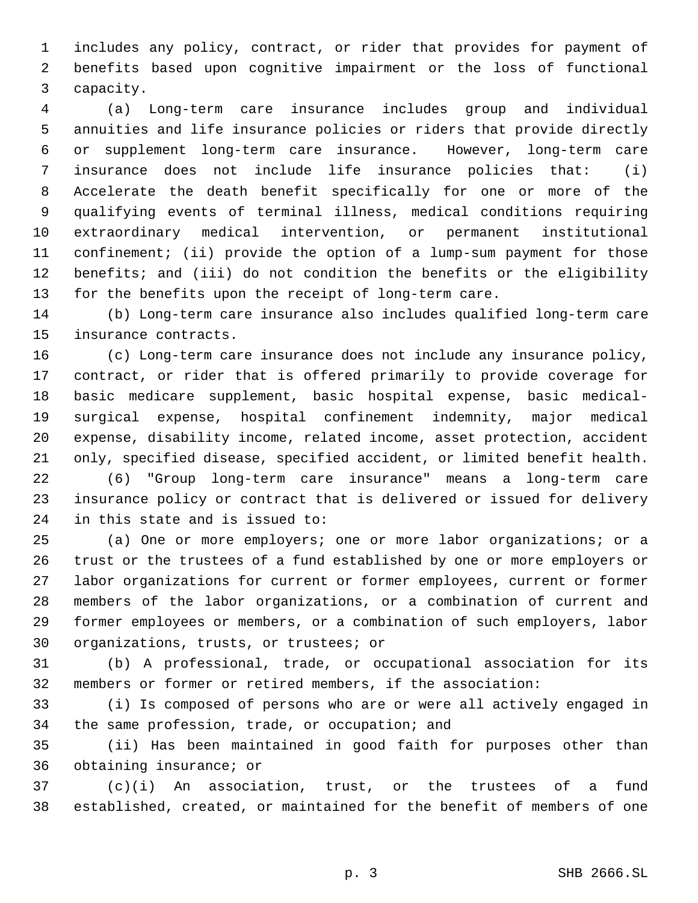includes any policy, contract, or rider that provides for payment of benefits based upon cognitive impairment or the loss of functional capacity.

(a) Long-term care insurance includes group and individual annuities and life insurance policies or riders that provide directly or supplement long-term care insurance. However, long-term care insurance does not include life insurance policies that: (i) Accelerate the death benefit specifically for one or more of the qualifying events of terminal illness, medical conditions requiring extraordinary medical intervention, or permanent institutional confinement; (ii) provide the option of a lump-sum payment for those benefits; and (iii) do not condition the benefits or the eligibility for the benefits upon the receipt of long-term care.

(b) Long-term care insurance also includes qualified long-term care insurance contracts.

(c) Long-term care insurance does not include any insurance policy, contract, or rider that is offered primarily to provide coverage for basic medicare supplement, basic hospital expense, basic medical-surgical expense, hospital confinement indemnity, major medical expense, disability income, related income, asset protection, accident only, specified disease, specified accident, or limited benefit health.

(6) "Group long-term care insurance" means a long-term care insurance policy or contract that is delivered or issued for delivery in this state and is issued to:

(a) One or more employers; one or more labor organizations; or a trust or the trustees of a fund established by one or more employers or labor organizations for current or former employees, current or former members of the labor organizations, or a combination of current and former employees or members, or a combination of such employers, labor organizations, trusts, or trustees; or

(b) A professional, trade, or occupational association for its members or former or retired members, if the association:

(i) Is composed of persons who are or were all actively engaged in the same profession, trade, or occupation; and

(ii) Has been maintained in good faith for purposes other than obtaining insurance; or

(c)(i) An association, trust, or the trustees of a fund established, created, or maintained for the benefit of members of one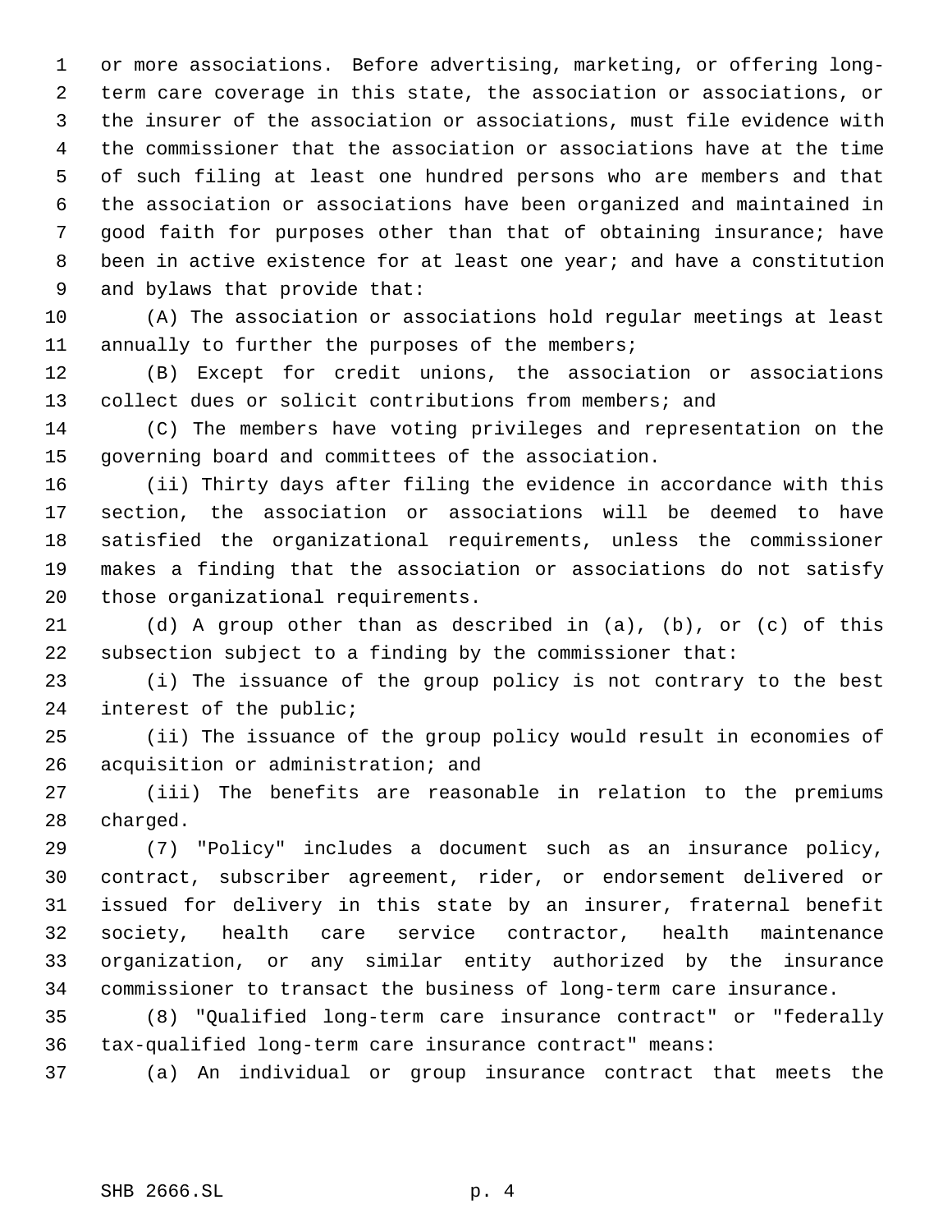or more associations. Before advertising, marketing, or offering long-term care coverage in this state, the association or associations, or the insurer of the association or associations, must file evidence with the commissioner that the association or associations have at the time of such filing at least one hundred persons who are members and that the association or associations have been organized and maintained in good faith for purposes other than that of obtaining insurance; have been in active existence for at least one year; and have a constitution and bylaws that provide that:

(A) The association or associations hold regular meetings at least annually to further the purposes of the members;

(B) Except for credit unions, the association or associations collect dues or solicit contributions from members; and

(C) The members have voting privileges and representation on the governing board and committees of the association.

(ii) Thirty days after filing the evidence in accordance with this section, the association or associations will be deemed to have satisfied the organizational requirements, unless the commissioner makes a finding that the association or associations do not satisfy those organizational requirements.

(d) A group other than as described in (a), (b), or (c) of this subsection subject to a finding by the commissioner that:

(i) The issuance of the group policy is not contrary to the best interest of the public;

(ii) The issuance of the group policy would result in economies of acquisition or administration; and

(iii) The benefits are reasonable in relation to the premiums charged.

(7) "Policy" includes a document such as an insurance policy, contract, subscriber agreement, rider, or endorsement delivered or issued for delivery in this state by an insurer, fraternal benefit society, health care service contractor, health maintenance organization, or any similar entity authorized by the insurance commissioner to transact the business of long-term care insurance.

(8) "Qualified long-term care insurance contract" or "federally tax-qualified long-term care insurance contract" means:

(a) An individual or group insurance contract that meets the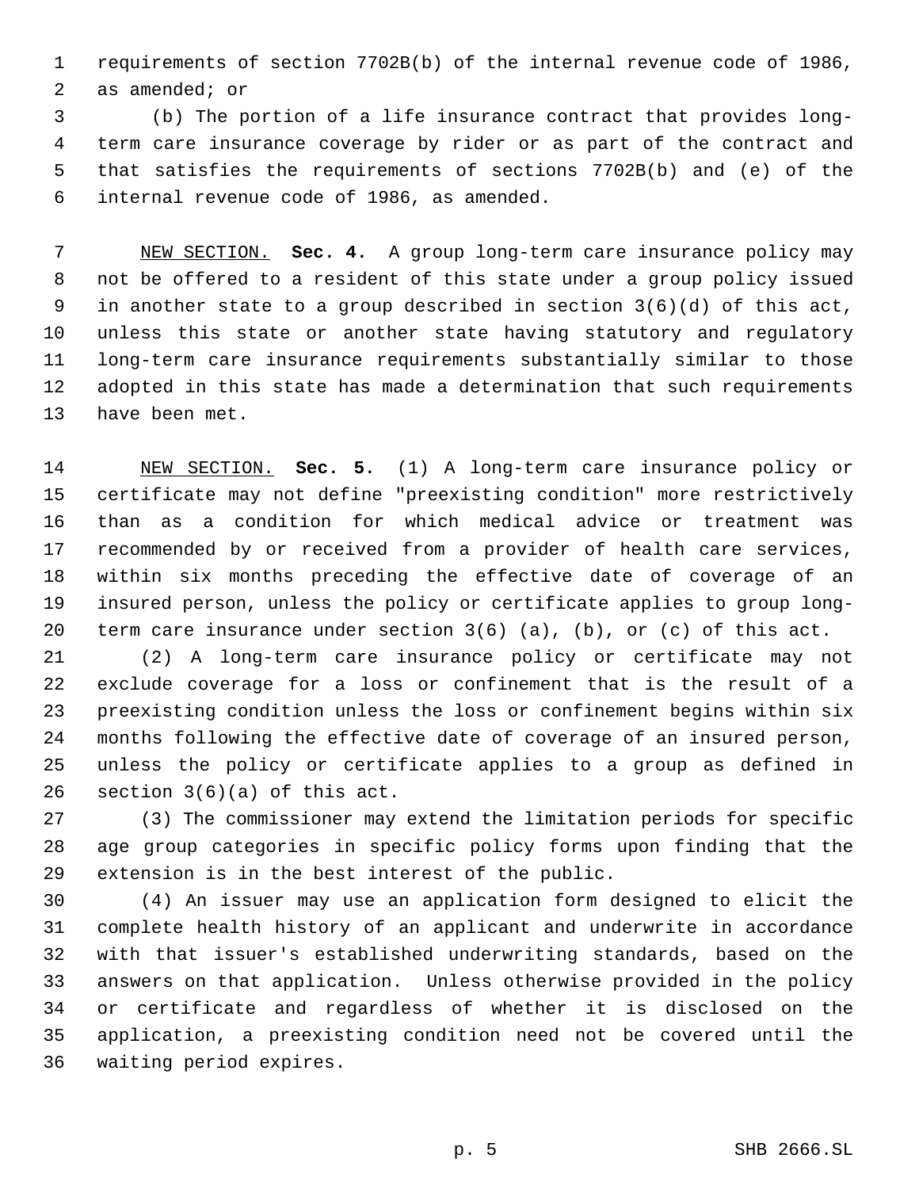requirements of section 7702B(b) of the internal revenue code of 1986, as amended; or

(b) The portion of a life insurance contract that provides long-term care insurance coverage by rider or as part of the contract and that satisfies the requirements of sections 7702B(b) and (e) of the internal revenue code of 1986, as amended.

NEW SECTION. **Sec. 4.** A group long-term care insurance policy may not be offered to a resident of this state under a group policy issued in another state to a group described in section 3(6)(d) of this act, unless this state or another state having statutory and regulatory long-term care insurance requirements substantially similar to those adopted in this state has made a determination that such requirements have been met.

NEW SECTION. **Sec. 5.** (1) A long-term care insurance policy or certificate may not define "preexisting condition" more restrictively than as a condition for which medical advice or treatment was recommended by or received from a provider of health care services, within six months preceding the effective date of coverage of an insured person, unless the policy or certificate applies to group long-term care insurance under section 3(6) (a), (b), or (c) of this act.

(2) A long-term care insurance policy or certificate may not exclude coverage for a loss or confinement that is the result of a preexisting condition unless the loss or confinement begins within six months following the effective date of coverage of an insured person, unless the policy or certificate applies to a group as defined in section 3(6)(a) of this act.

(3) The commissioner may extend the limitation periods for specific age group categories in specific policy forms upon finding that the extension is in the best interest of the public.

(4) An issuer may use an application form designed to elicit the complete health history of an applicant and underwrite in accordance with that issuer's established underwriting standards, based on the answers on that application. Unless otherwise provided in the policy or certificate and regardless of whether it is disclosed on the application, a preexisting condition need not be covered until the waiting period expires.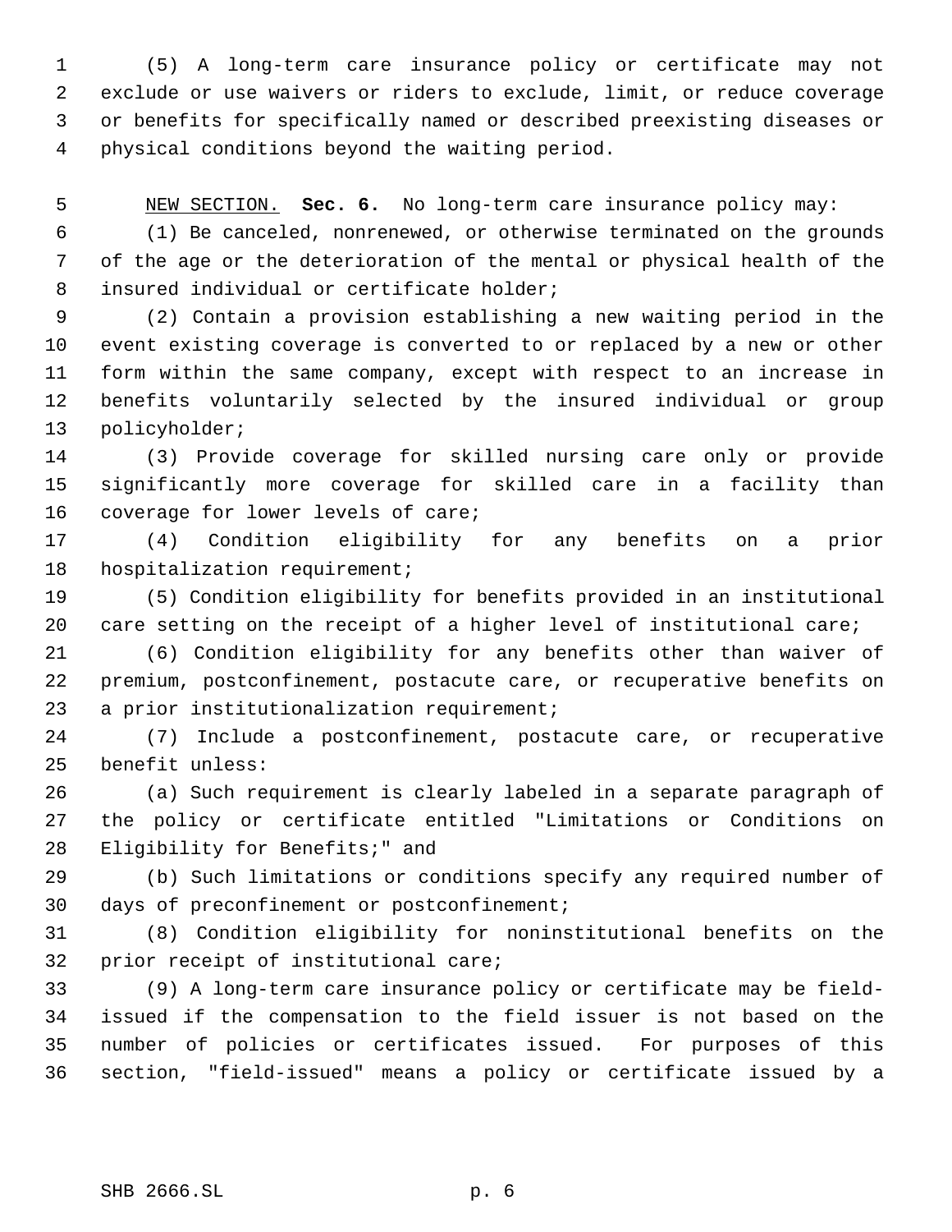(5) A long-term care insurance policy or certificate may not exclude or use waivers or riders to exclude, limit, or reduce coverage or benefits for specifically named or described preexisting diseases or physical conditions beyond the waiting period.

NEW SECTION. **Sec. 6.** No long-term care insurance policy may:

(1) Be canceled, nonrenewed, or otherwise terminated on the grounds of the age or the deterioration of the mental or physical health of the insured individual or certificate holder;

(2) Contain a provision establishing a new waiting period in the event existing coverage is converted to or replaced by a new or other form within the same company, except with respect to an increase in benefits voluntarily selected by the insured individual or group policyholder;

(3) Provide coverage for skilled nursing care only or provide significantly more coverage for skilled care in a facility than coverage for lower levels of care;

(4) Condition eligibility for any benefits on a prior hospitalization requirement;

(5) Condition eligibility for benefits provided in an institutional care setting on the receipt of a higher level of institutional care;

(6) Condition eligibility for any benefits other than waiver of premium, postconfinement, postacute care, or recuperative benefits on a prior institutionalization requirement;

(7) Include a postconfinement, postacute care, or recuperative benefit unless:

(a) Such requirement is clearly labeled in a separate paragraph of the policy or certificate entitled "Limitations or Conditions on Eligibility for Benefits;" and

(b) Such limitations or conditions specify any required number of days of preconfinement or postconfinement;

(8) Condition eligibility for noninstitutional benefits on the prior receipt of institutional care;

(9) A long-term care insurance policy or certificate may be field-issued if the compensation to the field issuer is not based on the number of policies or certificates issued. For purposes of this section, "field-issued" means a policy or certificate issued by a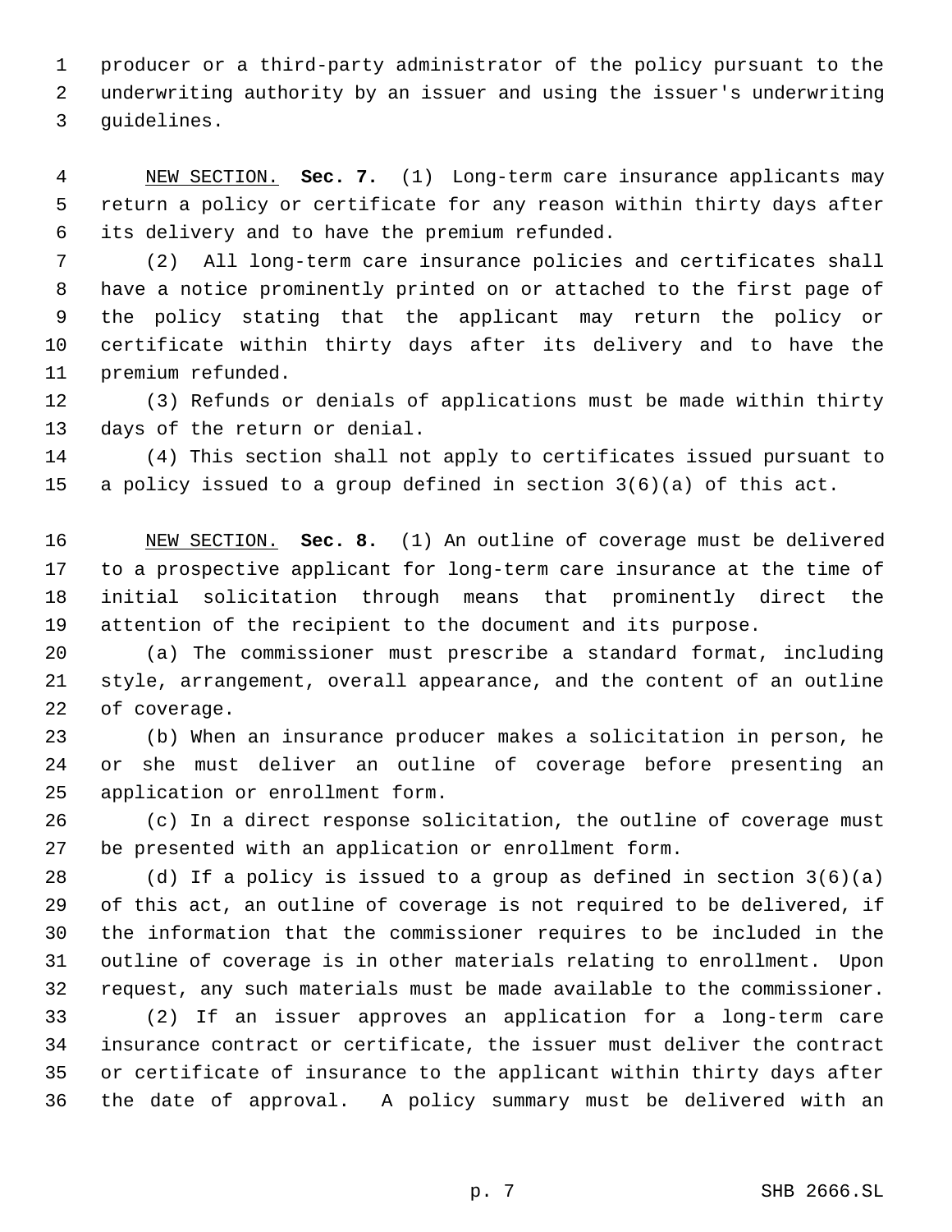producer or a third-party administrator of the policy pursuant to the underwriting authority by an issuer and using the issuer's underwriting guidelines.

NEW SECTION. **Sec. 7.** (1) Long-term care insurance applicants may return a policy or certificate for any reason within thirty days after its delivery and to have the premium refunded.

(2) All long-term care insurance policies and certificates shall have a notice prominently printed on or attached to the first page of the policy stating that the applicant may return the policy or certificate within thirty days after its delivery and to have the premium refunded.

(3) Refunds or denials of applications must be made within thirty days of the return or denial.

(4) This section shall not apply to certificates issued pursuant to a policy issued to a group defined in section 3(6)(a) of this act.

NEW SECTION. **Sec. 8.** (1) An outline of coverage must be delivered to a prospective applicant for long-term care insurance at the time of initial solicitation through means that prominently direct the attention of the recipient to the document and its purpose.

(a) The commissioner must prescribe a standard format, including style, arrangement, overall appearance, and the content of an outline of coverage.

(b) When an insurance producer makes a solicitation in person, he or she must deliver an outline of coverage before presenting an application or enrollment form.

(c) In a direct response solicitation, the outline of coverage must be presented with an application or enrollment form.

(d) If a policy is issued to a group as defined in section 3(6)(a) of this act, an outline of coverage is not required to be delivered, if the information that the commissioner requires to be included in the outline of coverage is in other materials relating to enrollment. Upon request, any such materials must be made available to the commissioner.

(2) If an issuer approves an application for a long-term care insurance contract or certificate, the issuer must deliver the contract or certificate of insurance to the applicant within thirty days after the date of approval. A policy summary must be delivered with an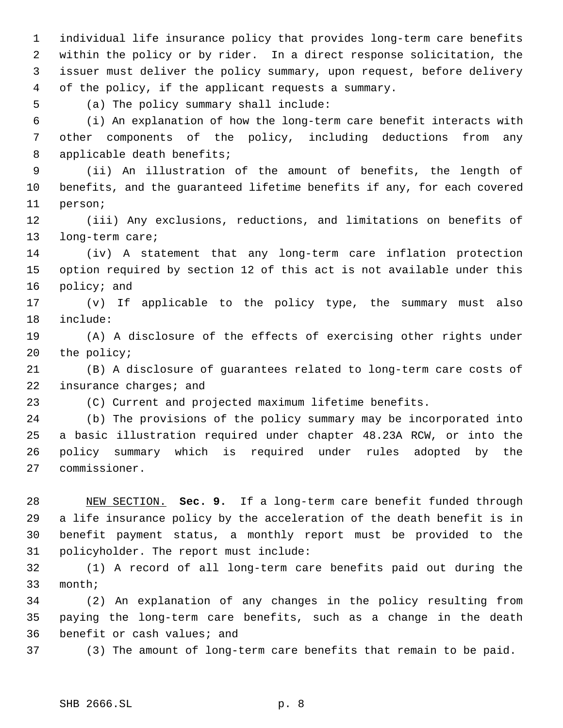individual life insurance policy that provides long-term care benefits within the policy or by rider. In a direct response solicitation, the issuer must deliver the policy summary, upon request, before delivery of the policy, if the applicant requests a summary.

(a) The policy summary shall include:

(i) An explanation of how the long-term care benefit interacts with other components of the policy, including deductions from any applicable death benefits;

(ii) An illustration of the amount of benefits, the length of benefits, and the guaranteed lifetime benefits if any, for each covered person;

(iii) Any exclusions, reductions, and limitations on benefits of long-term care;

(iv) A statement that any long-term care inflation protection option required by section 12 of this act is not available under this policy; and

(v) If applicable to the policy type, the summary must also include:

(A) A disclosure of the effects of exercising other rights under the policy;

(B) A disclosure of guarantees related to long-term care costs of insurance charges; and

(C) Current and projected maximum lifetime benefits.

(b) The provisions of the policy summary may be incorporated into a basic illustration required under chapter 48.23A RCW, or into the policy summary which is required under rules adopted by the commissioner.

NEW SECTION. **Sec. 9.** If a long-term care benefit funded through a life insurance policy by the acceleration of the death benefit is in benefit payment status, a monthly report must be provided to the policyholder. The report must include:

(1) A record of all long-term care benefits paid out during the month;

(2) An explanation of any changes in the policy resulting from paying the long-term care benefits, such as a change in the death benefit or cash values; and

(3) The amount of long-term care benefits that remain to be paid.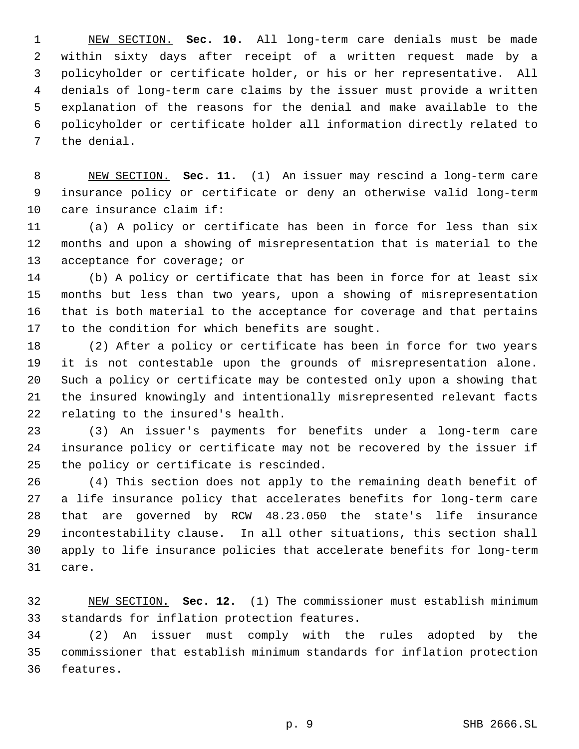NEW SECTION. **Sec. 10.** All long-term care denials must be made within sixty days after receipt of a written request made by a policyholder or certificate holder, or his or her representative. All denials of long-term care claims by the issuer must provide a written explanation of the reasons for the denial and make available to the policyholder or certificate holder all information directly related to the denial.

NEW SECTION. **Sec. 11.** (1) An issuer may rescind a long-term care insurance policy or certificate or deny an otherwise valid long-term care insurance claim if:

(a) A policy or certificate has been in force for less than six months and upon a showing of misrepresentation that is material to the acceptance for coverage; or

(b) A policy or certificate that has been in force for at least six months but less than two years, upon a showing of misrepresentation that is both material to the acceptance for coverage and that pertains to the condition for which benefits are sought.

(2) After a policy or certificate has been in force for two years it is not contestable upon the grounds of misrepresentation alone. Such a policy or certificate may be contested only upon a showing that the insured knowingly and intentionally misrepresented relevant facts relating to the insured's health.

(3) An issuer's payments for benefits under a long-term care insurance policy or certificate may not be recovered by the issuer if the policy or certificate is rescinded.

(4) This section does not apply to the remaining death benefit of a life insurance policy that accelerates benefits for long-term care that are governed by RCW 48.23.050 the state's life insurance incontestability clause. In all other situations, this section shall apply to life insurance policies that accelerate benefits for long-term care.

NEW SECTION. **Sec. 12.** (1) The commissioner must establish minimum standards for inflation protection features.

(2) An issuer must comply with the rules adopted by the commissioner that establish minimum standards for inflation protection features.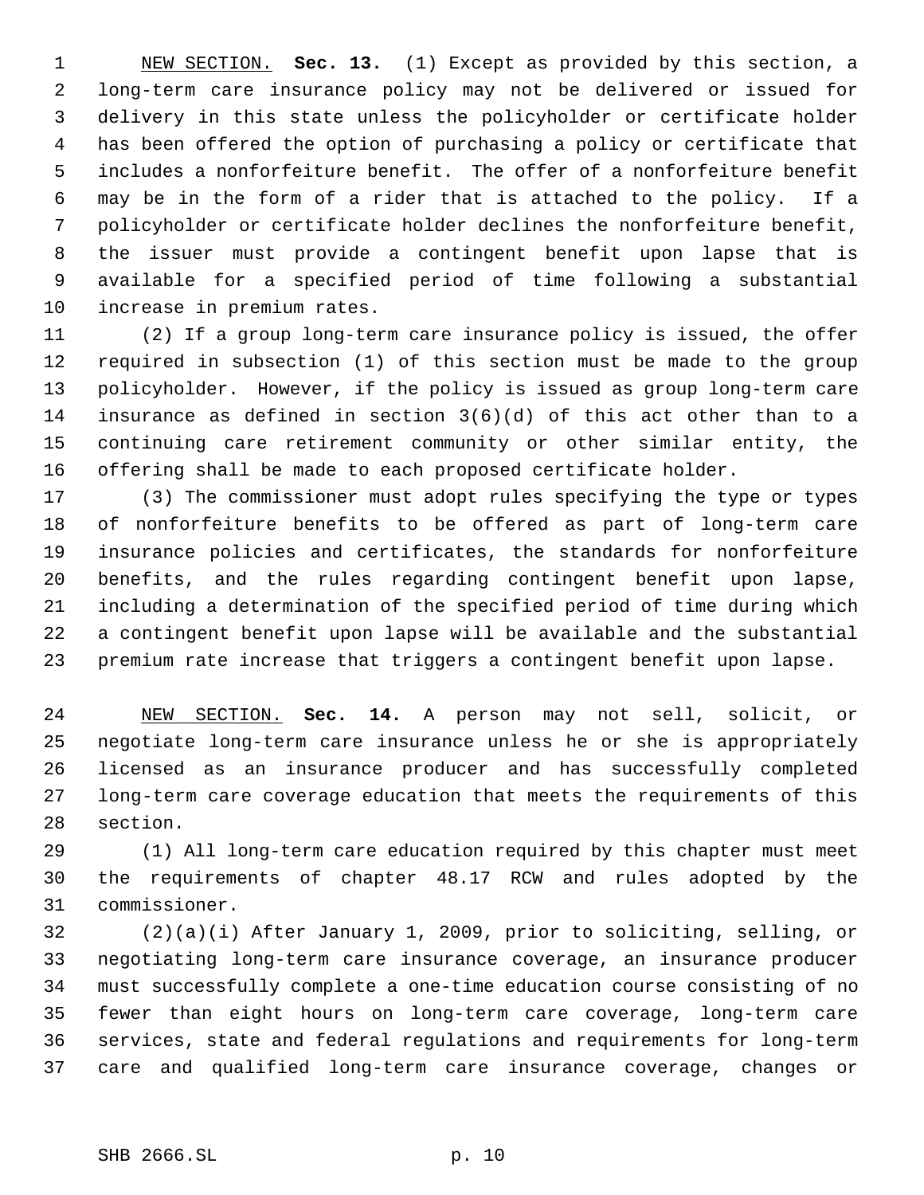NEW SECTION. **Sec. 13.** (1) Except as provided by this section, a long-term care insurance policy may not be delivered or issued for delivery in this state unless the policyholder or certificate holder has been offered the option of purchasing a policy or certificate that includes a nonforfeiture benefit. The offer of a nonforfeiture benefit may be in the form of a rider that is attached to the policy. If a policyholder or certificate holder declines the nonforfeiture benefit, the issuer must provide a contingent benefit upon lapse that is available for a specified period of time following a substantial increase in premium rates.

(2) If a group long-term care insurance policy is issued, the offer required in subsection (1) of this section must be made to the group policyholder. However, if the policy is issued as group long-term care insurance as defined in section 3(6)(d) of this act other than to a continuing care retirement community or other similar entity, the offering shall be made to each proposed certificate holder.

(3) The commissioner must adopt rules specifying the type or types of nonforfeiture benefits to be offered as part of long-term care insurance policies and certificates, the standards for nonforfeiture benefits, and the rules regarding contingent benefit upon lapse, including a determination of the specified period of time during which a contingent benefit upon lapse will be available and the substantial premium rate increase that triggers a contingent benefit upon lapse.

NEW SECTION. **Sec. 14.** A person may not sell, solicit, or negotiate long-term care insurance unless he or she is appropriately licensed as an insurance producer and has successfully completed long-term care coverage education that meets the requirements of this section.

(1) All long-term care education required by this chapter must meet the requirements of chapter 48.17 RCW and rules adopted by the commissioner.

(2)(a)(i) After January 1, 2009, prior to soliciting, selling, or negotiating long-term care insurance coverage, an insurance producer must successfully complete a one-time education course consisting of no fewer than eight hours on long-term care coverage, long-term care services, state and federal regulations and requirements for long-term care and qualified long-term care insurance coverage, changes or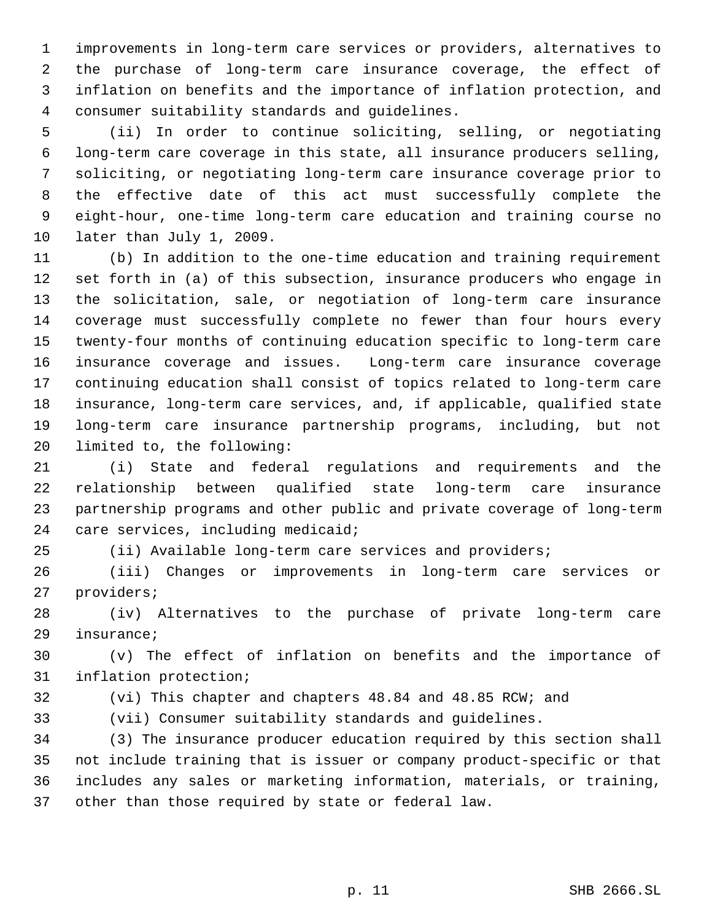improvements in long-term care services or providers, alternatives to the purchase of long-term care insurance coverage, the effect of inflation on benefits and the importance of inflation protection, and consumer suitability standards and guidelines.

(ii) In order to continue soliciting, selling, or negotiating long-term care coverage in this state, all insurance producers selling, soliciting, or negotiating long-term care insurance coverage prior to the effective date of this act must successfully complete the eight-hour, one-time long-term care education and training course no later than July 1, 2009.

(b) In addition to the one-time education and training requirement set forth in (a) of this subsection, insurance producers who engage in the solicitation, sale, or negotiation of long-term care insurance coverage must successfully complete no fewer than four hours every twenty-four months of continuing education specific to long-term care insurance coverage and issues. Long-term care insurance coverage continuing education shall consist of topics related to long-term care insurance, long-term care services, and, if applicable, qualified state long-term care insurance partnership programs, including, but not limited to, the following:

(i) State and federal regulations and requirements and the relationship between qualified state long-term care insurance partnership programs and other public and private coverage of long-term care services, including medicaid;

(ii) Available long-term care services and providers;

(iii) Changes or improvements in long-term care services or providers;

(iv) Alternatives to the purchase of private long-term care insurance;

(v) The effect of inflation on benefits and the importance of inflation protection;

(vi) This chapter and chapters 48.84 and 48.85 RCW; and

(vii) Consumer suitability standards and guidelines.

(3) The insurance producer education required by this section shall not include training that is issuer or company product-specific or that includes any sales or marketing information, materials, or training, other than those required by state or federal law.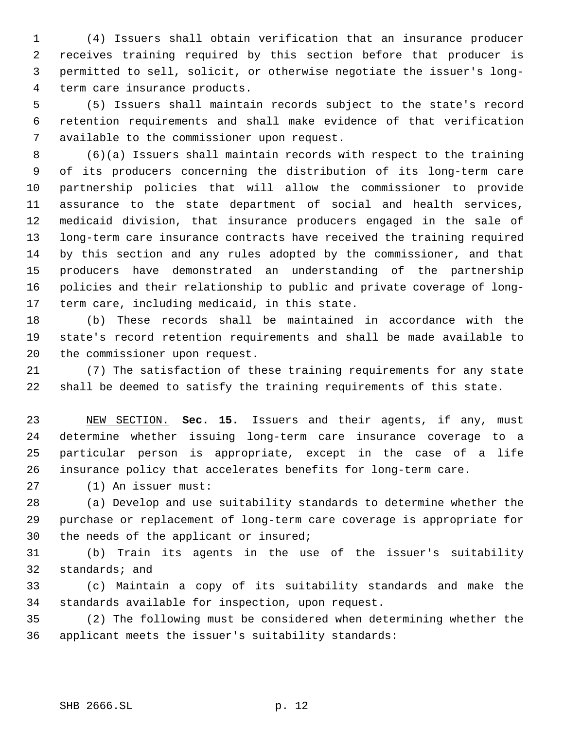(4) Issuers shall obtain verification that an insurance producer receives training required by this section before that producer is permitted to sell, solicit, or otherwise negotiate the issuer's long-term care insurance products.

(5) Issuers shall maintain records subject to the state's record retention requirements and shall make evidence of that verification available to the commissioner upon request.

(6)(a) Issuers shall maintain records with respect to the training of its producers concerning the distribution of its long-term care partnership policies that will allow the commissioner to provide assurance to the state department of social and health services, medicaid division, that insurance producers engaged in the sale of long-term care insurance contracts have received the training required by this section and any rules adopted by the commissioner, and that producers have demonstrated an understanding of the partnership policies and their relationship to public and private coverage of long-term care, including medicaid, in this state.

(b) These records shall be maintained in accordance with the state's record retention requirements and shall be made available to the commissioner upon request.

(7) The satisfaction of these training requirements for any state shall be deemed to satisfy the training requirements of this state.

NEW SECTION. **Sec. 15.** Issuers and their agents, if any, must determine whether issuing long-term care insurance coverage to a particular person is appropriate, except in the case of a life insurance policy that accelerates benefits for long-term care.

(1) An issuer must:

(a) Develop and use suitability standards to determine whether the purchase or replacement of long-term care coverage is appropriate for the needs of the applicant or insured;

(b) Train its agents in the use of the issuer's suitability standards; and

(c) Maintain a copy of its suitability standards and make the standards available for inspection, upon request.

(2) The following must be considered when determining whether the applicant meets the issuer's suitability standards: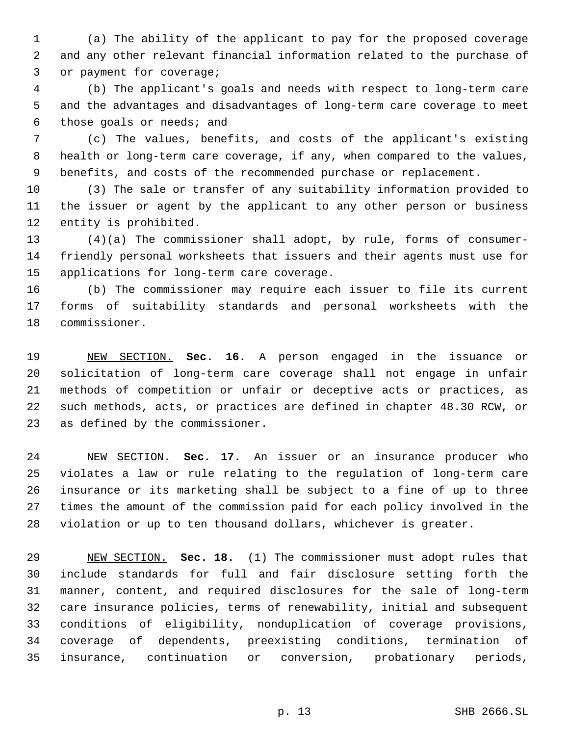(a) The ability of the applicant to pay for the proposed coverage and any other relevant financial information related to the purchase of or payment for coverage;

(b) The applicant's goals and needs with respect to long-term care and the advantages and disadvantages of long-term care coverage to meet those goals or needs; and

(c) The values, benefits, and costs of the applicant's existing health or long-term care coverage, if any, when compared to the values, benefits, and costs of the recommended purchase or replacement.

(3) The sale or transfer of any suitability information provided to the issuer or agent by the applicant to any other person or business entity is prohibited.

(4)(a) The commissioner shall adopt, by rule, forms of consumer-friendly personal worksheets that issuers and their agents must use for applications for long-term care coverage.

(b) The commissioner may require each issuer to file its current forms of suitability standards and personal worksheets with the commissioner.

NEW SECTION. **Sec. 16.** A person engaged in the issuance or solicitation of long-term care coverage shall not engage in unfair methods of competition or unfair or deceptive acts or practices, as such methods, acts, or practices are defined in chapter 48.30 RCW, or as defined by the commissioner.

NEW SECTION. **Sec. 17.** An issuer or an insurance producer who violates a law or rule relating to the regulation of long-term care insurance or its marketing shall be subject to a fine of up to three times the amount of the commission paid for each policy involved in the violation or up to ten thousand dollars, whichever is greater.

NEW SECTION. **Sec. 18.** (1) The commissioner must adopt rules that include standards for full and fair disclosure setting forth the manner, content, and required disclosures for the sale of long-term care insurance policies, terms of renewability, initial and subsequent conditions of eligibility, nonduplication of coverage provisions, coverage of dependents, preexisting conditions, termination of insurance, continuation or conversion, probationary periods,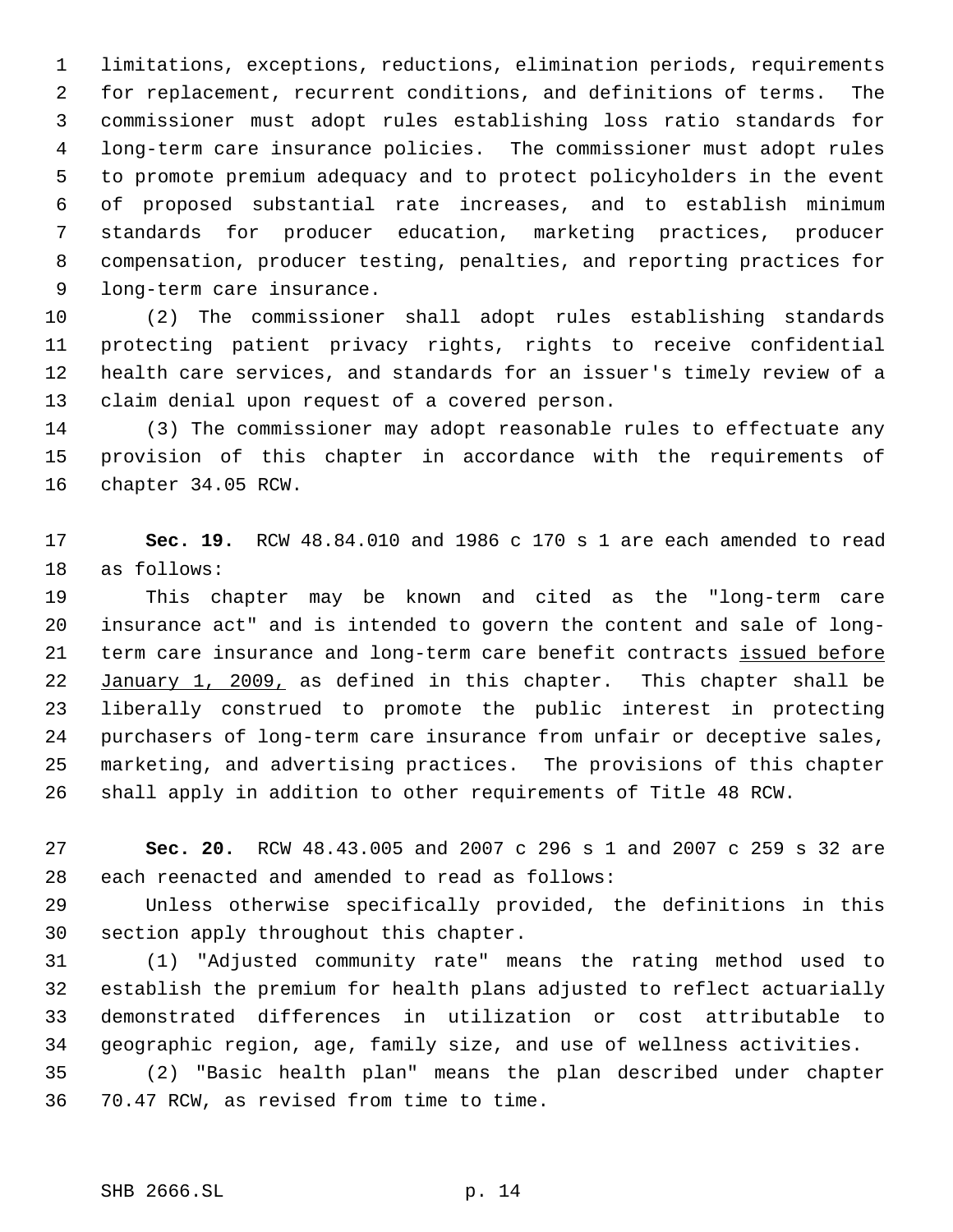limitations, exceptions, reductions, elimination periods, requirements for replacement, recurrent conditions, and definitions of terms. The commissioner must adopt rules establishing loss ratio standards for long-term care insurance policies. The commissioner must adopt rules to promote premium adequacy and to protect policyholders in the event of proposed substantial rate increases, and to establish minimum standards for producer education, marketing practices, producer compensation, producer testing, penalties, and reporting practices for long-term care insurance.

(2) The commissioner shall adopt rules establishing standards protecting patient privacy rights, rights to receive confidential health care services, and standards for an issuer's timely review of a claim denial upon request of a covered person.

(3) The commissioner may adopt reasonable rules to effectuate any provision of this chapter in accordance with the requirements of chapter 34.05 RCW.

**Sec. 19.** RCW 48.84.010 and 1986 c 170 s 1 are each amended to read as follows:

This chapter may be known and cited as the "long-term care insurance act" and is intended to govern the content and sale of long-term care insurance and long-term care benefit contracts <u>issued before January 1, 2009,</u> as defined in this chapter. This chapter shall be liberally construed to promote the public interest in protecting purchasers of long-term care insurance from unfair or deceptive sales, marketing, and advertising practices. The provisions of this chapter shall apply in addition to other requirements of Title 48 RCW.

**Sec. 20.** RCW 48.43.005 and 2007 c 296 s 1 and 2007 c 259 s 32 are each reenacted and amended to read as follows:

Unless otherwise specifically provided, the definitions in this section apply throughout this chapter.

(1) "Adjusted community rate" means the rating method used to establish the premium for health plans adjusted to reflect actuarially demonstrated differences in utilization or cost attributable to geographic region, age, family size, and use of wellness activities.

(2) "Basic health plan" means the plan described under chapter 70.47 RCW, as revised from time to time.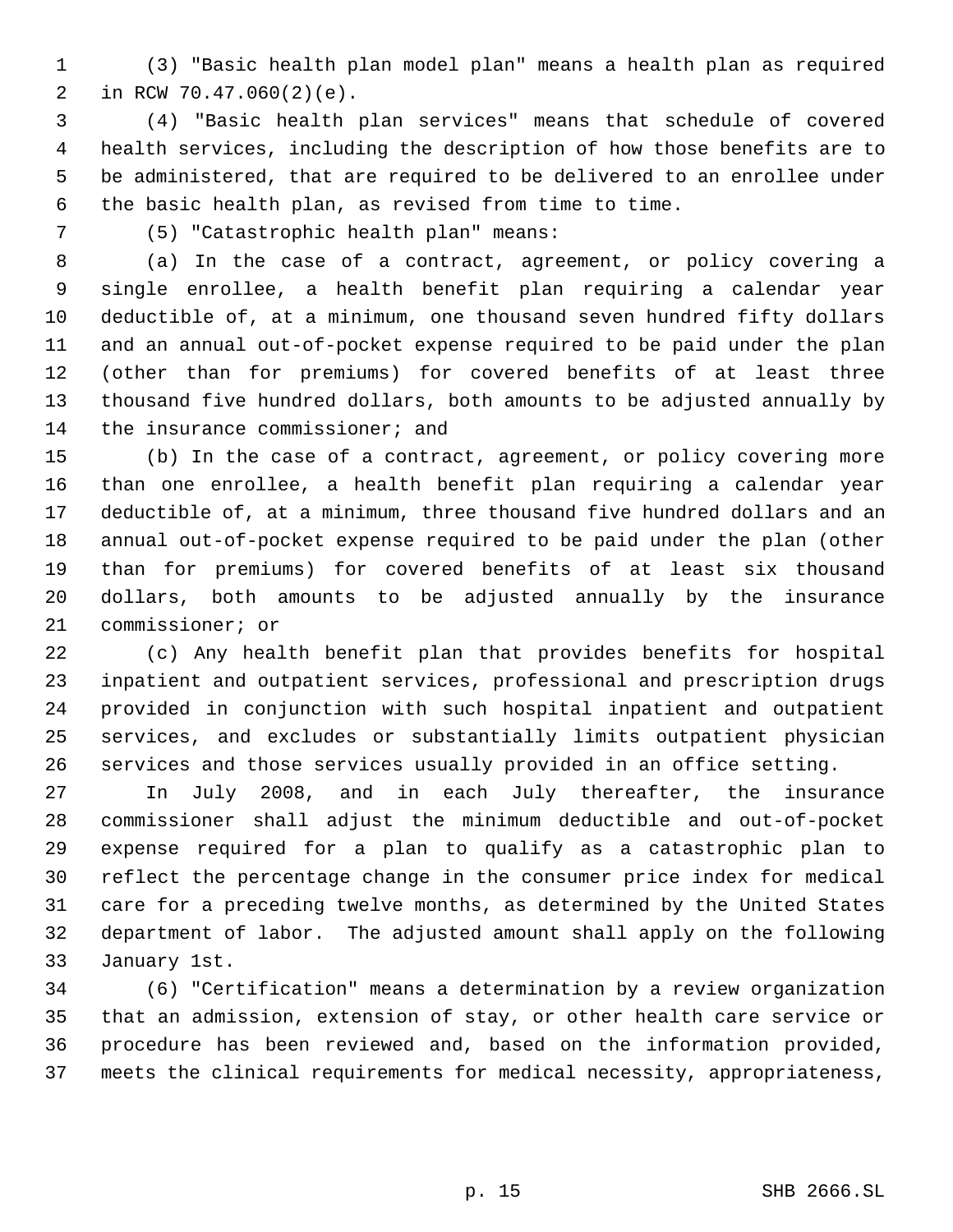(3) "Basic health plan model plan" means a health plan as required in RCW 70.47.060(2)(e).

(4) "Basic health plan services" means that schedule of covered health services, including the description of how those benefits are to be administered, that are required to be delivered to an enrollee under the basic health plan, as revised from time to time.

(5) "Catastrophic health plan" means:

(a) In the case of a contract, agreement, or policy covering a single enrollee, a health benefit plan requiring a calendar year deductible of, at a minimum, one thousand seven hundred fifty dollars and an annual out-of-pocket expense required to be paid under the plan (other than for premiums) for covered benefits of at least three thousand five hundred dollars, both amounts to be adjusted annually by the insurance commissioner; and

(b) In the case of a contract, agreement, or policy covering more than one enrollee, a health benefit plan requiring a calendar year deductible of, at a minimum, three thousand five hundred dollars and an annual out-of-pocket expense required to be paid under the plan (other than for premiums) for covered benefits of at least six thousand dollars, both amounts to be adjusted annually by the insurance commissioner; or

(c) Any health benefit plan that provides benefits for hospital inpatient and outpatient services, professional and prescription drugs provided in conjunction with such hospital inpatient and outpatient services, and excludes or substantially limits outpatient physician services and those services usually provided in an office setting.

In July 2008, and in each July thereafter, the insurance commissioner shall adjust the minimum deductible and out-of-pocket expense required for a plan to qualify as a catastrophic plan to reflect the percentage change in the consumer price index for medical care for a preceding twelve months, as determined by the United States department of labor. The adjusted amount shall apply on the following January 1st.

(6) "Certification" means a determination by a review organization that an admission, extension of stay, or other health care service or procedure has been reviewed and, based on the information provided, meets the clinical requirements for medical necessity, appropriateness,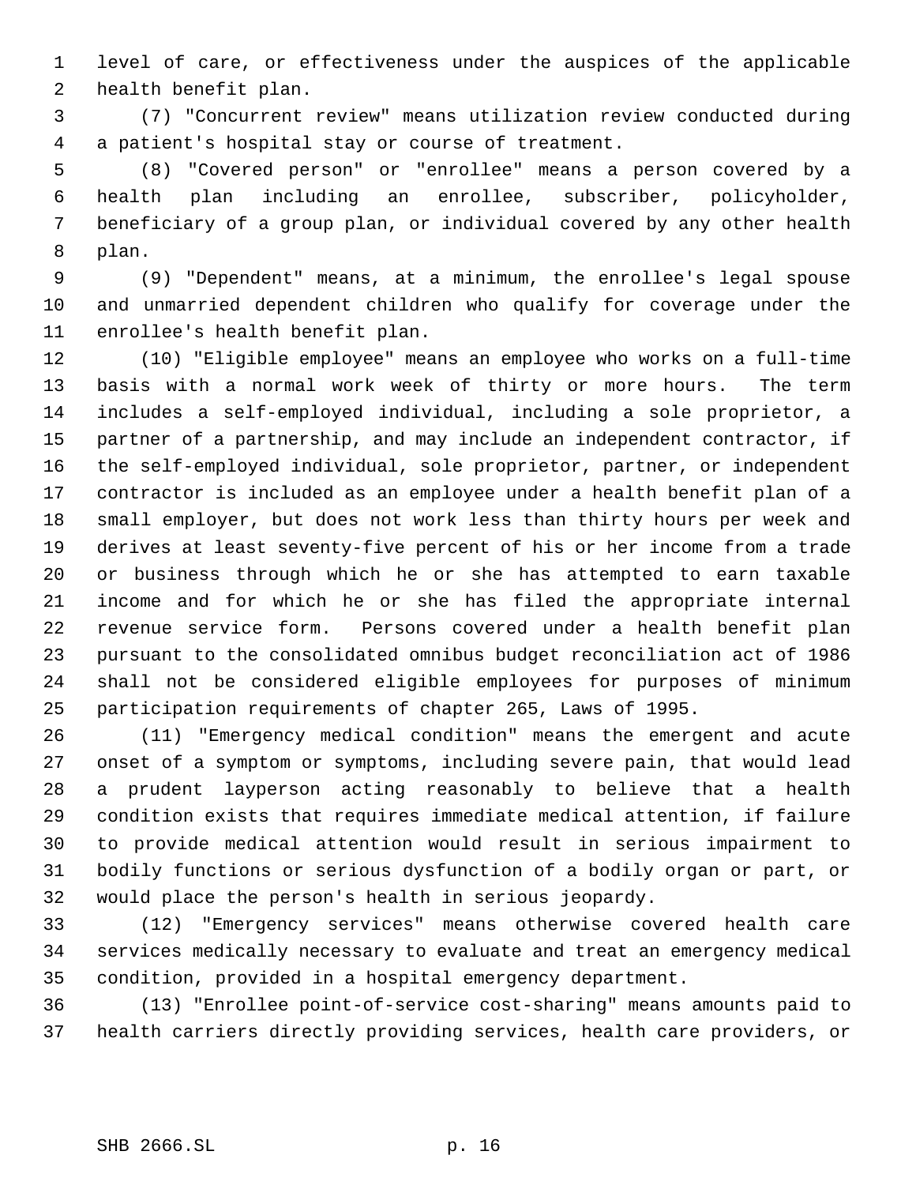level of care, or effectiveness under the auspices of the applicable health benefit plan.

(7) "Concurrent review" means utilization review conducted during a patient's hospital stay or course of treatment.

(8) "Covered person" or "enrollee" means a person covered by a health plan including an enrollee, subscriber, policyholder, beneficiary of a group plan, or individual covered by any other health plan.

(9) "Dependent" means, at a minimum, the enrollee's legal spouse and unmarried dependent children who qualify for coverage under the enrollee's health benefit plan.

(10) "Eligible employee" means an employee who works on a full-time basis with a normal work week of thirty or more hours. The term includes a self-employed individual, including a sole proprietor, a partner of a partnership, and may include an independent contractor, if the self-employed individual, sole proprietor, partner, or independent contractor is included as an employee under a health benefit plan of a small employer, but does not work less than thirty hours per week and derives at least seventy-five percent of his or her income from a trade or business through which he or she has attempted to earn taxable income and for which he or she has filed the appropriate internal revenue service form. Persons covered under a health benefit plan pursuant to the consolidated omnibus budget reconciliation act of 1986 shall not be considered eligible employees for purposes of minimum participation requirements of chapter 265, Laws of 1995.

(11) "Emergency medical condition" means the emergent and acute onset of a symptom or symptoms, including severe pain, that would lead a prudent layperson acting reasonably to believe that a health condition exists that requires immediate medical attention, if failure to provide medical attention would result in serious impairment to bodily functions or serious dysfunction of a bodily organ or part, or would place the person's health in serious jeopardy.

(12) "Emergency services" means otherwise covered health care services medically necessary to evaluate and treat an emergency medical condition, provided in a hospital emergency department.

(13) "Enrollee point-of-service cost-sharing" means amounts paid to health carriers directly providing services, health care providers, or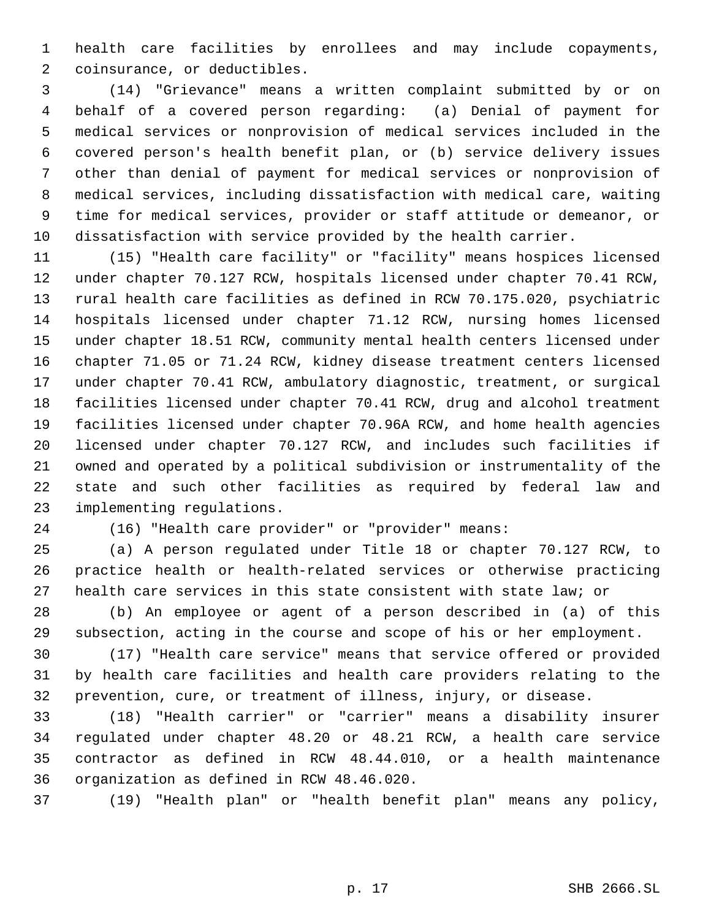health care facilities by enrollees and may include copayments, coinsurance, or deductibles.

(14) "Grievance" means a written complaint submitted by or on behalf of a covered person regarding: (a) Denial of payment for medical services or nonprovision of medical services included in the covered person's health benefit plan, or (b) service delivery issues other than denial of payment for medical services or nonprovision of medical services, including dissatisfaction with medical care, waiting time for medical services, provider or staff attitude or demeanor, or dissatisfaction with service provided by the health carrier.

(15) "Health care facility" or "facility" means hospices licensed under chapter 70.127 RCW, hospitals licensed under chapter 70.41 RCW, rural health care facilities as defined in RCW 70.175.020, psychiatric hospitals licensed under chapter 71.12 RCW, nursing homes licensed under chapter 18.51 RCW, community mental health centers licensed under chapter 71.05 or 71.24 RCW, kidney disease treatment centers licensed under chapter 70.41 RCW, ambulatory diagnostic, treatment, or surgical facilities licensed under chapter 70.41 RCW, drug and alcohol treatment facilities licensed under chapter 70.96A RCW, and home health agencies licensed under chapter 70.127 RCW, and includes such facilities if owned and operated by a political subdivision or instrumentality of the state and such other facilities as required by federal law and implementing regulations.

(16) "Health care provider" or "provider" means:

(a) A person regulated under Title 18 or chapter 70.127 RCW, to practice health or health-related services or otherwise practicing health care services in this state consistent with state law; or

(b) An employee or agent of a person described in (a) of this subsection, acting in the course and scope of his or her employment.

(17) "Health care service" means that service offered or provided by health care facilities and health care providers relating to the prevention, cure, or treatment of illness, injury, or disease.

(18) "Health carrier" or "carrier" means a disability insurer regulated under chapter 48.20 or 48.21 RCW, a health care service contractor as defined in RCW 48.44.010, or a health maintenance organization as defined in RCW 48.46.020.

(19) "Health plan" or "health benefit plan" means any policy,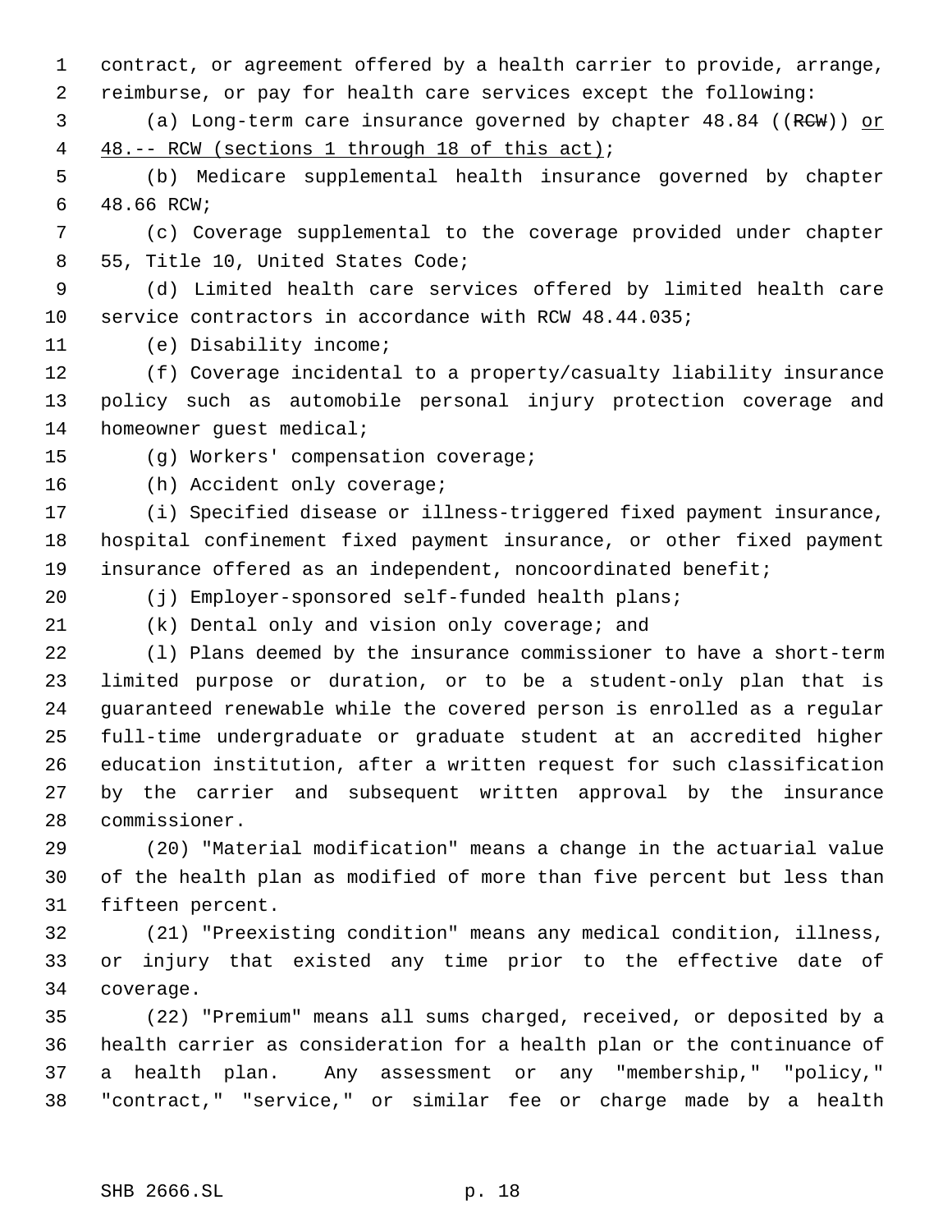contract, or agreement offered by a health carrier to provide, arrange, reimburse, or pay for health care services except the following:

(a) Long-term care insurance governed by chapter 48.84 ((~~RCW~~)) <u>or 48.-- RCW (sections 1 through 18 of this act)</u>;

(b) Medicare supplemental health insurance governed by chapter 48.66 RCW;

(c) Coverage supplemental to the coverage provided under chapter 55, Title 10, United States Code;

(d) Limited health care services offered by limited health care service contractors in accordance with RCW 48.44.035;

(e) Disability income;

(f) Coverage incidental to a property/casualty liability insurance policy such as automobile personal injury protection coverage and homeowner guest medical;

(g) Workers' compensation coverage;

(h) Accident only coverage;

(i) Specified disease or illness-triggered fixed payment insurance, hospital confinement fixed payment insurance, or other fixed payment insurance offered as an independent, noncoordinated benefit;

(j) Employer-sponsored self-funded health plans;

(k) Dental only and vision only coverage; and

(l) Plans deemed by the insurance commissioner to have a short-term limited purpose or duration, or to be a student-only plan that is guaranteed renewable while the covered person is enrolled as a regular full-time undergraduate or graduate student at an accredited higher education institution, after a written request for such classification by the carrier and subsequent written approval by the insurance commissioner.

(20) "Material modification" means a change in the actuarial value of the health plan as modified of more than five percent but less than fifteen percent.

(21) "Preexisting condition" means any medical condition, illness, or injury that existed any time prior to the effective date of coverage.

(22) "Premium" means all sums charged, received, or deposited by a health carrier as consideration for a health plan or the continuance of a health plan. Any assessment or any "membership," "policy," "contract," "service," or similar fee or charge made by a health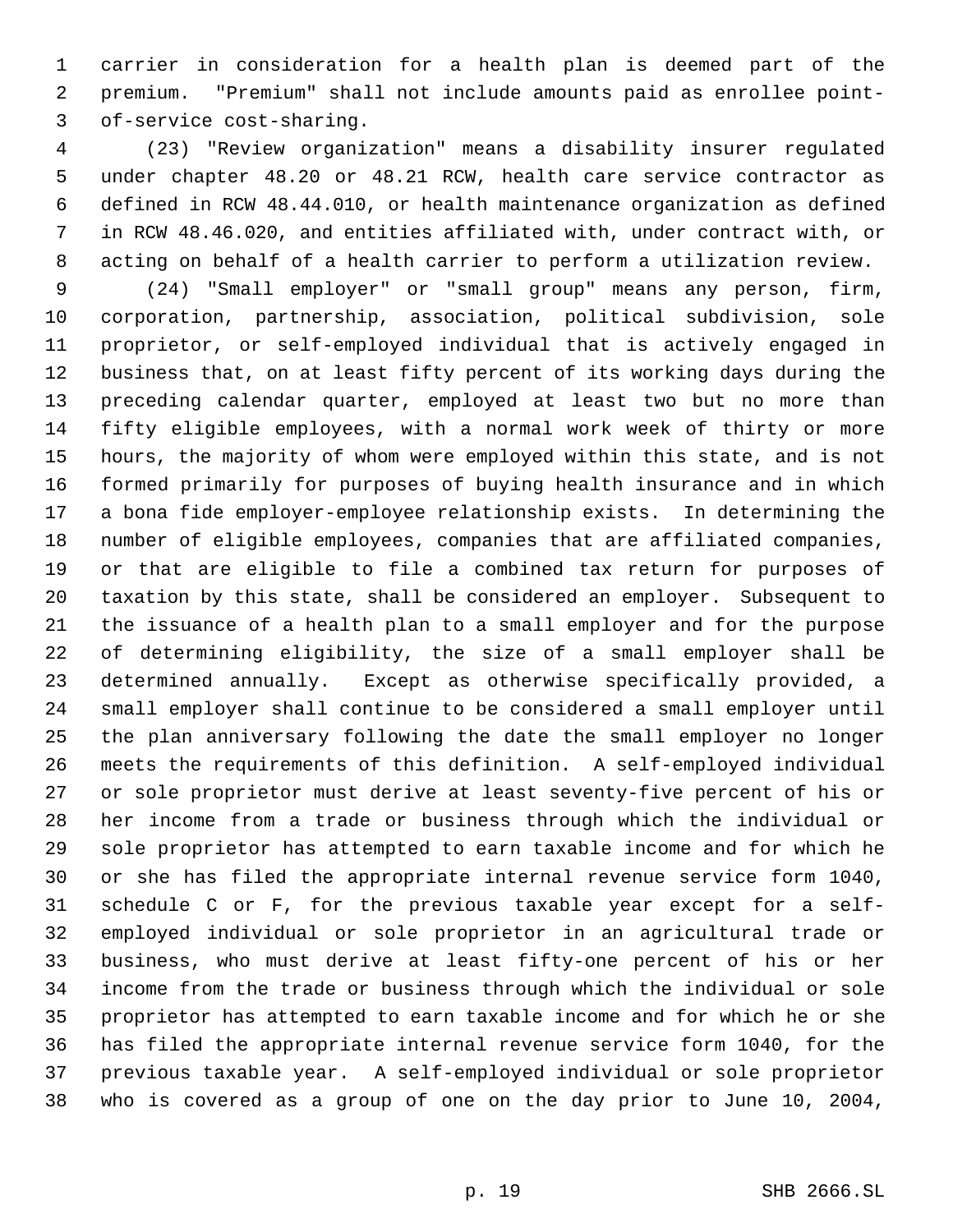carrier in consideration for a health plan is deemed part of the premium. "Premium" shall not include amounts paid as enrollee point-of-service cost-sharing.

(23) "Review organization" means a disability insurer regulated under chapter 48.20 or 48.21 RCW, health care service contractor as defined in RCW 48.44.010, or health maintenance organization as defined in RCW 48.46.020, and entities affiliated with, under contract with, or acting on behalf of a health carrier to perform a utilization review.

(24) "Small employer" or "small group" means any person, firm, corporation, partnership, association, political subdivision, sole proprietor, or self-employed individual that is actively engaged in business that, on at least fifty percent of its working days during the preceding calendar quarter, employed at least two but no more than fifty eligible employees, with a normal work week of thirty or more hours, the majority of whom were employed within this state, and is not formed primarily for purposes of buying health insurance and in which a bona fide employer-employee relationship exists. In determining the number of eligible employees, companies that are affiliated companies, or that are eligible to file a combined tax return for purposes of taxation by this state, shall be considered an employer. Subsequent to the issuance of a health plan to a small employer and for the purpose of determining eligibility, the size of a small employer shall be determined annually. Except as otherwise specifically provided, a small employer shall continue to be considered a small employer until the plan anniversary following the date the small employer no longer meets the requirements of this definition. A self-employed individual or sole proprietor must derive at least seventy-five percent of his or her income from a trade or business through which the individual or sole proprietor has attempted to earn taxable income and for which he or she has filed the appropriate internal revenue service form 1040, schedule C or F, for the previous taxable year except for a self-employed individual or sole proprietor in an agricultural trade or business, who must derive at least fifty-one percent of his or her income from the trade or business through which the individual or sole proprietor has attempted to earn taxable income and for which he or she has filed the appropriate internal revenue service form 1040, for the previous taxable year. A self-employed individual or sole proprietor who is covered as a group of one on the day prior to June 10, 2004,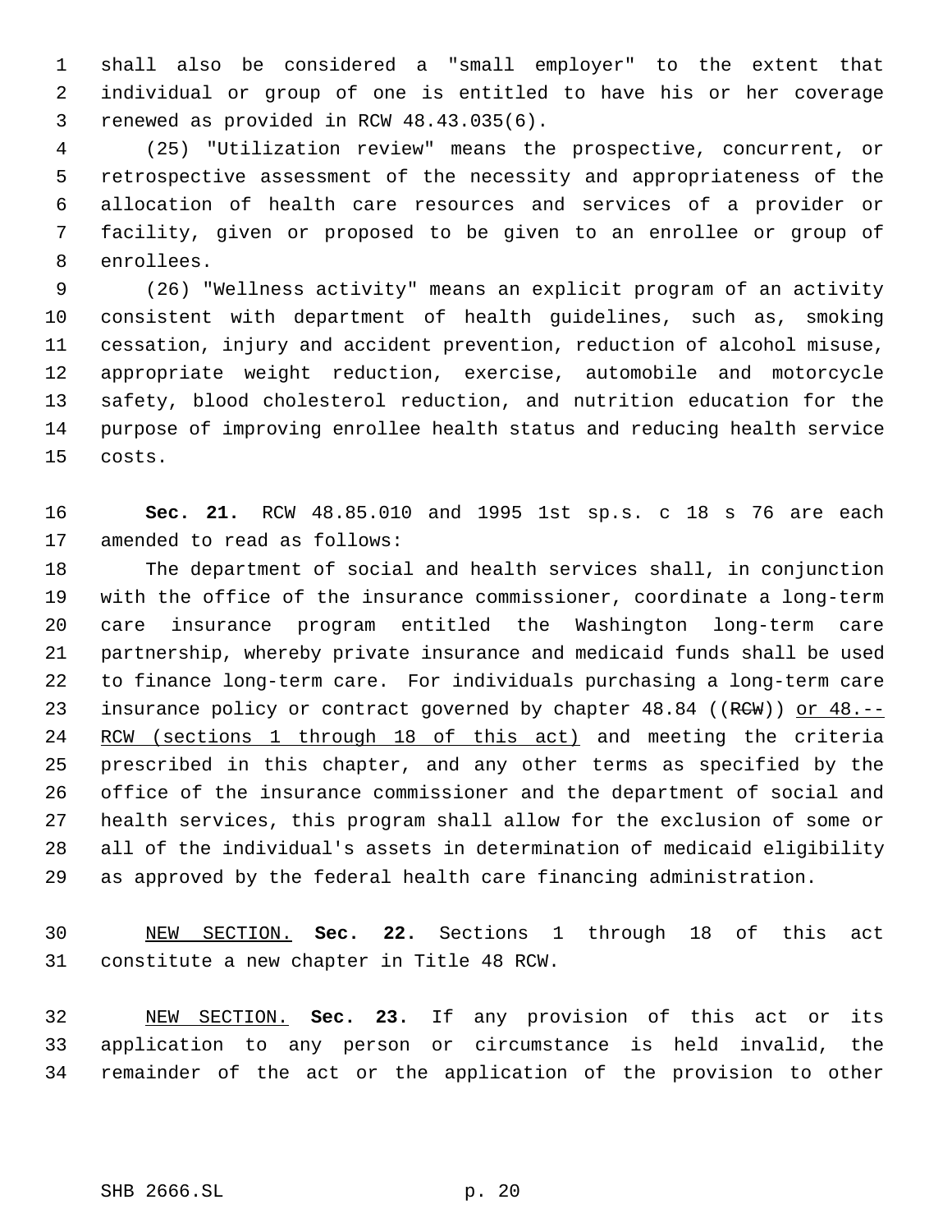shall also be considered a "small employer" to the extent that individual or group of one is entitled to have his or her coverage renewed as provided in RCW 48.43.035(6).

(25) "Utilization review" means the prospective, concurrent, or retrospective assessment of the necessity and appropriateness of the allocation of health care resources and services of a provider or facility, given or proposed to be given to an enrollee or group of enrollees.

(26) "Wellness activity" means an explicit program of an activity consistent with department of health guidelines, such as, smoking cessation, injury and accident prevention, reduction of alcohol misuse, appropriate weight reduction, exercise, automobile and motorcycle safety, blood cholesterol reduction, and nutrition education for the purpose of improving enrollee health status and reducing health service costs.

**Sec. 21.** RCW 48.85.010 and 1995 1st sp.s. c 18 s 76 are each amended to read as follows:

The department of social and health services shall, in conjunction with the office of the insurance commissioner, coordinate a long-term care insurance program entitled the Washington long-term care partnership, whereby private insurance and medicaid funds shall be used to finance long-term care. For individuals purchasing a long-term care insurance policy or contract governed by chapter 48.84 ((~~RCW~~)) <u>or 48.-- RCW (sections 1 through 18 of this act)</u> and meeting the criteria prescribed in this chapter, and any other terms as specified by the office of the insurance commissioner and the department of social and health services, this program shall allow for the exclusion of some or all of the individual's assets in determination of medicaid eligibility as approved by the federal health care financing administration.

<u>NEW SECTION.</u> **Sec. 22.** Sections 1 through 18 of this act constitute a new chapter in Title 48 RCW.

<u>NEW SECTION.</u> **Sec. 23.** If any provision of this act or its application to any person or circumstance is held invalid, the remainder of the act or the application of the provision to other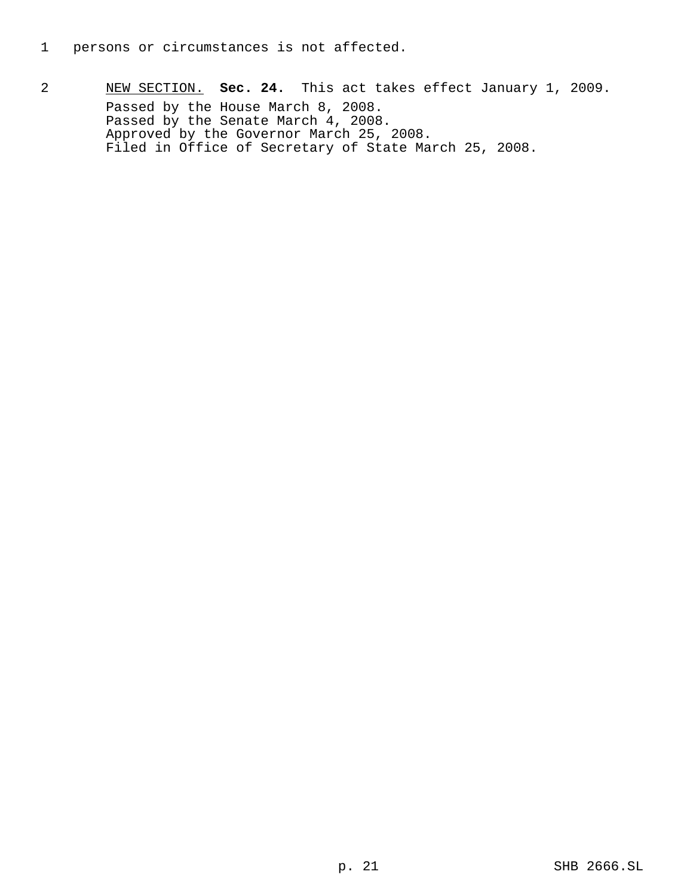persons or circumstances is not affected.

NEW SECTION. **Sec. 24.** This act takes effect January 1, 2009.

Passed by the House March 8, 2008.
Passed by the Senate March 4, 2008.
Approved by the Governor March 25, 2008.
Filed in Office of Secretary of State March 25, 2008.